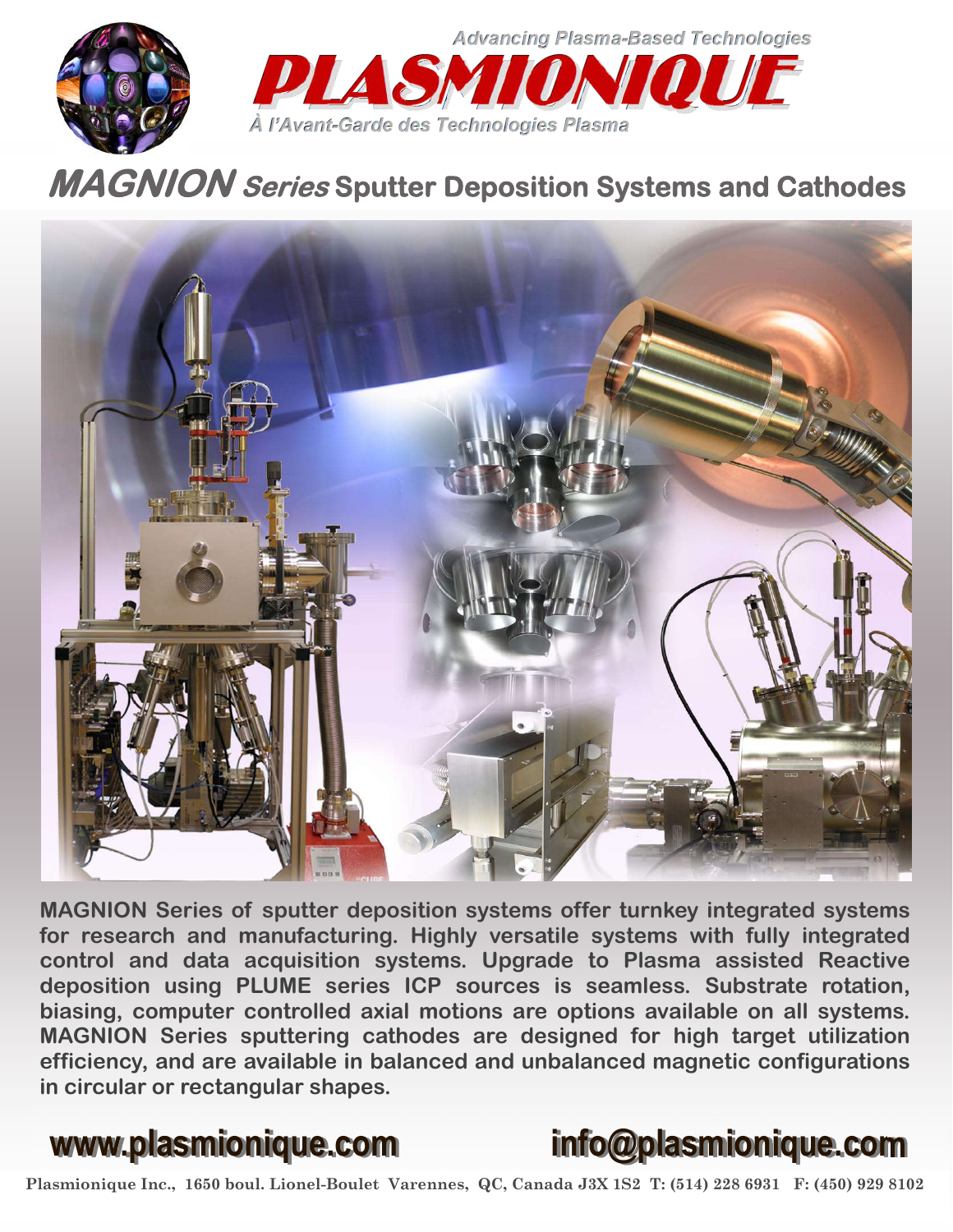Advancing Plasma-Based Technologies

# PLASMIONIQUE

*À l'Avant-Garde des Technologies Plasma*

## *MAGNION Series* Sputter Deposition Systems and Cathodes

**MAGNION Series of sputter deposition systems offer turnkey integrated systems for research and manufacturing. Highly versatile systems with fully integrated control and data acquisition systems. Upgrade to Plasma assisted Reactive deposition using PLUME series ICP sources is seamless. Substrate rotation, biasing, computer controlled axial motions are options available on all systems. MAGNION Series sputtering cathodes are designed for high target utilization efficiency, and are available in balanced and unbalanced magnetic configurations in circular or rectangular shapes.**

**www.plasmionique.com** **info@plasmionique.com**

**Plasmionique Inc., 1650 boul. Lionel-Boulet Varennes, QC, Canada J3X 1S2 T: (514) 228 6931 F: (450) 929 8102**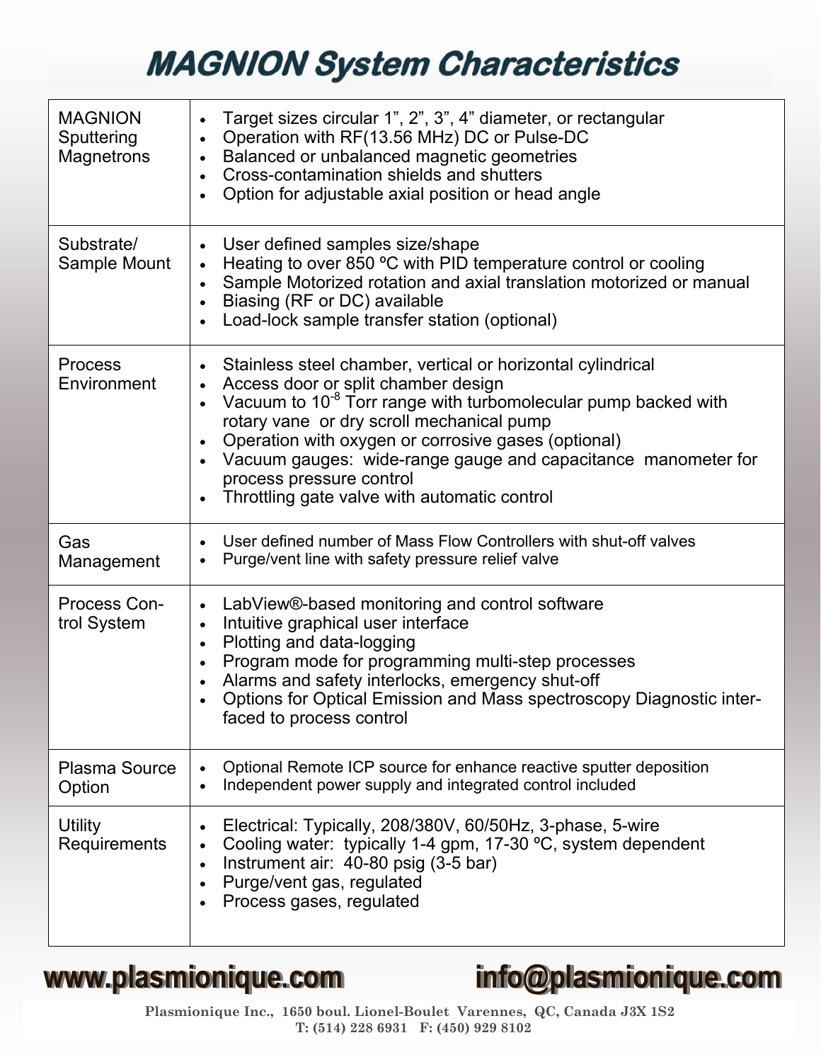# MAGNION System Characteristics

| | |
|---|---|
| MAGNION Sputtering Magnetrons | • Target sizes circular 1”, 2”, 3”, 4” diameter, or rectangular<br>• Operation with RF(13.56 MHz) DC or Pulse-DC<br>• Balanced or unbalanced magnetic geometries<br>• Cross-contamination shields and shutters<br>• Option for adjustable axial position or head angle |
| Substrate/ Sample Mount | • User defined samples size/shape<br>• Heating to over 850 ºC with PID temperature control or cooling<br>• Sample Motorized rotation and axial translation motorized or manual<br>• Biasing (RF or DC) available<br>• Load-lock sample transfer station (optional) |
| Process Environment | • Stainless steel chamber, vertical or horizontal cylindrical<br>• Access door or split chamber design<br>• Vacuum to $10^{-8}$ Torr range with turbomolecular pump backed with rotary vane or dry scroll mechanical pump<br>• Operation with oxygen or corrosive gases (optional)<br>• Vacuum gauges: wide-range gauge and capacitance manometer for process pressure control<br>• Throttling gate valve with automatic control |
| Gas Management | • User defined number of Mass Flow Controllers with shut-off valves<br>• Purge/vent line with safety pressure relief valve |
| Process Control System | • LabView®-based monitoring and control software<br>• Intuitive graphical user interface<br>• Plotting and data-logging<br>• Program mode for programming multi-step processes<br>• Alarms and safety interlocks, emergency shut-off<br>• Options for Optical Emission and Mass spectroscopy Diagnostic interfaced to process control |
| Plasma Source Option | • Optional Remote ICP source for enhance reactive sputter deposition<br>• Independent power supply and integrated control included |
| Utility Requirements | • Electrical: Typically, 208/380V, 60/50Hz, 3-phase, 5-wire<br>• Cooling water: typically 1-4 gpm, 17-30 ºC, system dependent<br>• Instrument air: 40-80 psig (3-5 bar)<br>• Purge/vent gas, regulated<br>• Process gases, regulated |

**www.plasmionique.com** **info@plasmionique.com**

Plasmionique Inc., 1650 boul. Lionel-Boulet Varennes, QC, Canada J3X 1S2
T: (514) 228 6931 F: (450) 929 8102